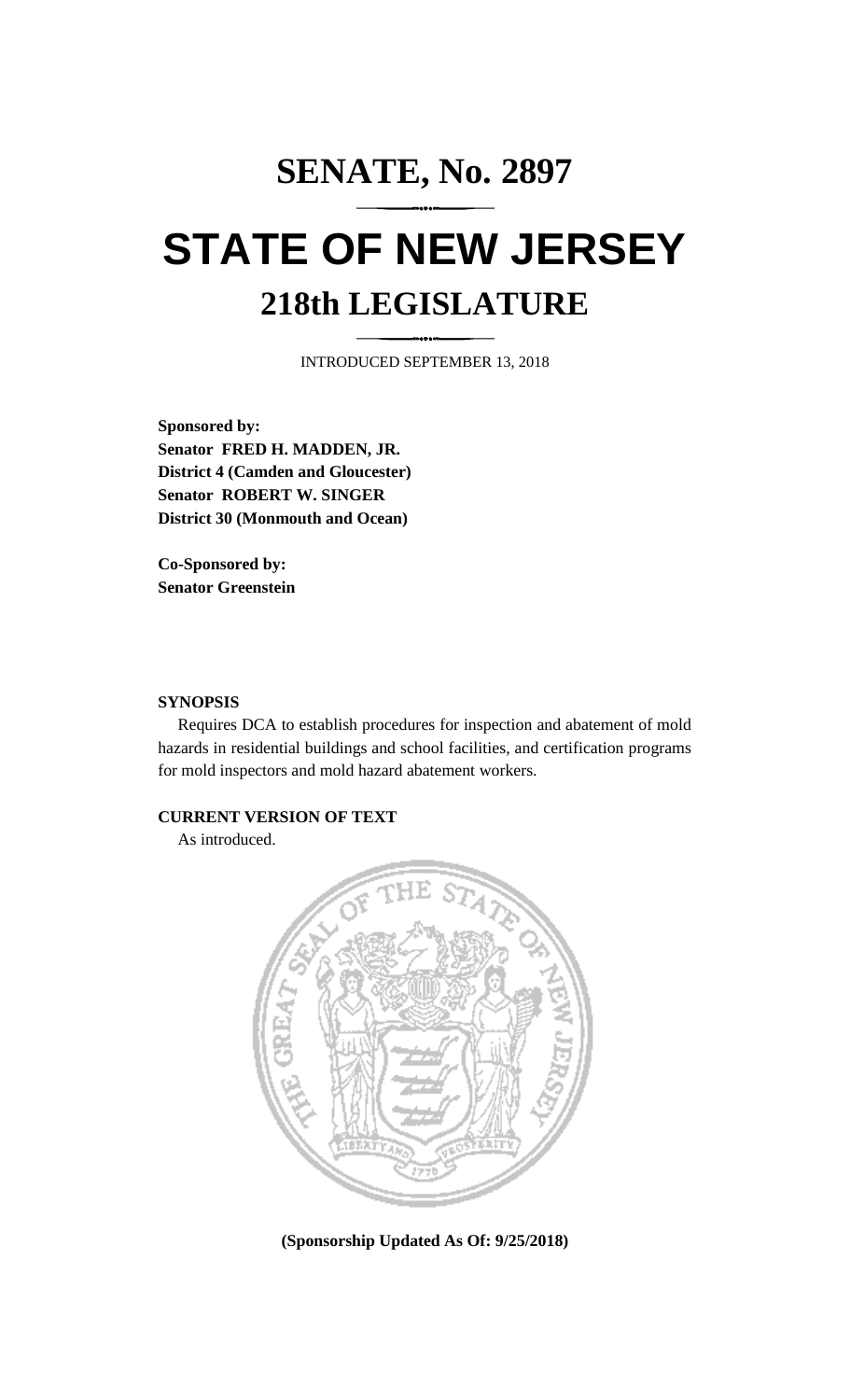# SENATE, No. 2897

# STATE OF NEW JERSEY

## 218th LEGISLATURE

INTRODUCED SEPTEMBER 13, 2018

**Sponsored by:**
**Senator FRED H. MADDEN, JR.**
**District 4 (Camden and Gloucester)**
**Senator ROBERT W. SINGER**
**District 30 (Monmouth and Ocean)**

**Co-Sponsored by:**
**Senator Greenstein**

**SYNOPSIS**

Requires DCA to establish procedures for inspection and abatement of mold hazards in residential buildings and school facilities, and certification programs for mold inspectors and mold hazard abatement workers.

**CURRENT VERSION OF TEXT**

As introduced.

**(Sponsorship Updated As Of: 9/25/2018)**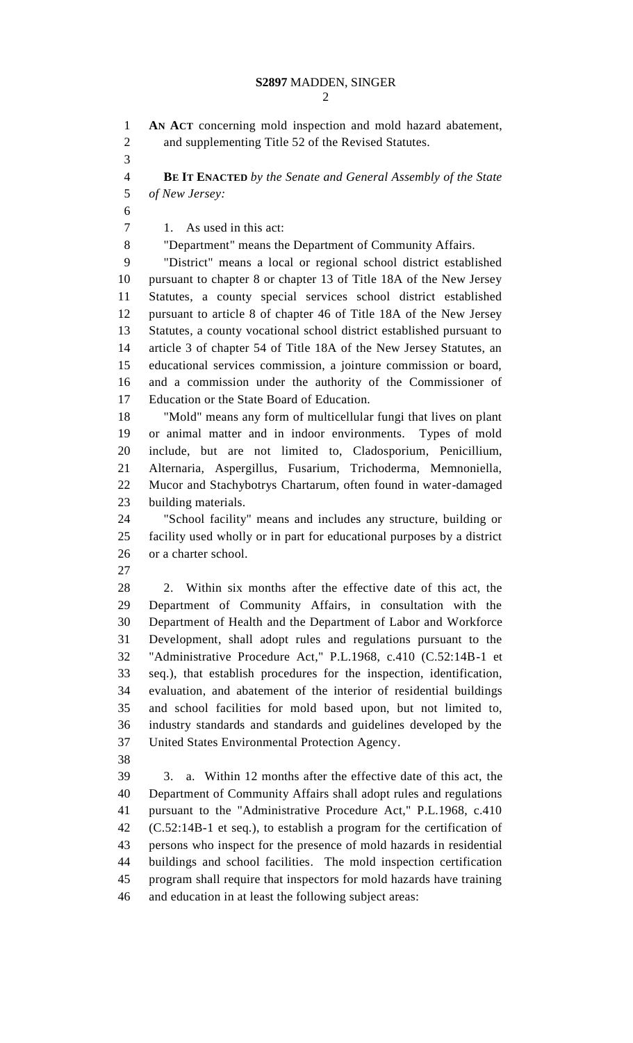**AN ACT** concerning mold inspection and mold hazard abatement, and supplementing Title 52 of the Revised Statutes.

**BE IT ENACTED** *by the Senate and General Assembly of the State of New Jersey:*

1. As used in this act:

"Department" means the Department of Community Affairs.

"District" means a local or regional school district established pursuant to chapter 8 or chapter 13 of Title 18A of the New Jersey Statutes, a county special services school district established pursuant to article 8 of chapter 46 of Title 18A of the New Jersey Statutes, a county vocational school district established pursuant to article 3 of chapter 54 of Title 18A of the New Jersey Statutes, an educational services commission, a jointure commission or board, and a commission under the authority of the Commissioner of Education or the State Board of Education.

"Mold" means any form of multicellular fungi that lives on plant or animal matter and in indoor environments. Types of mold include, but are not limited to, Cladosporium, Penicillium, Alternaria, Aspergillus, Fusarium, Trichoderma, Memnoniella, Mucor and Stachybotrys Chartarum, often found in water-damaged building materials.

"School facility" means and includes any structure, building or facility used wholly or in part for educational purposes by a district or a charter school.

2. Within six months after the effective date of this act, the Department of Community Affairs, in consultation with the Department of Health and the Department of Labor and Workforce Development, shall adopt rules and regulations pursuant to the "Administrative Procedure Act," P.L.1968, c.410 (C.52:14B-1 et seq.), that establish procedures for the inspection, identification, evaluation, and abatement of the interior of residential buildings and school facilities for mold based upon, but not limited to, industry standards and standards and guidelines developed by the United States Environmental Protection Agency.

3. a. Within 12 months after the effective date of this act, the Department of Community Affairs shall adopt rules and regulations pursuant to the "Administrative Procedure Act," P.L.1968, c.410 (C.52:14B-1 et seq.), to establish a program for the certification of persons who inspect for the presence of mold hazards in residential buildings and school facilities. The mold inspection certification program shall require that inspectors for mold hazards have training and education in at least the following subject areas: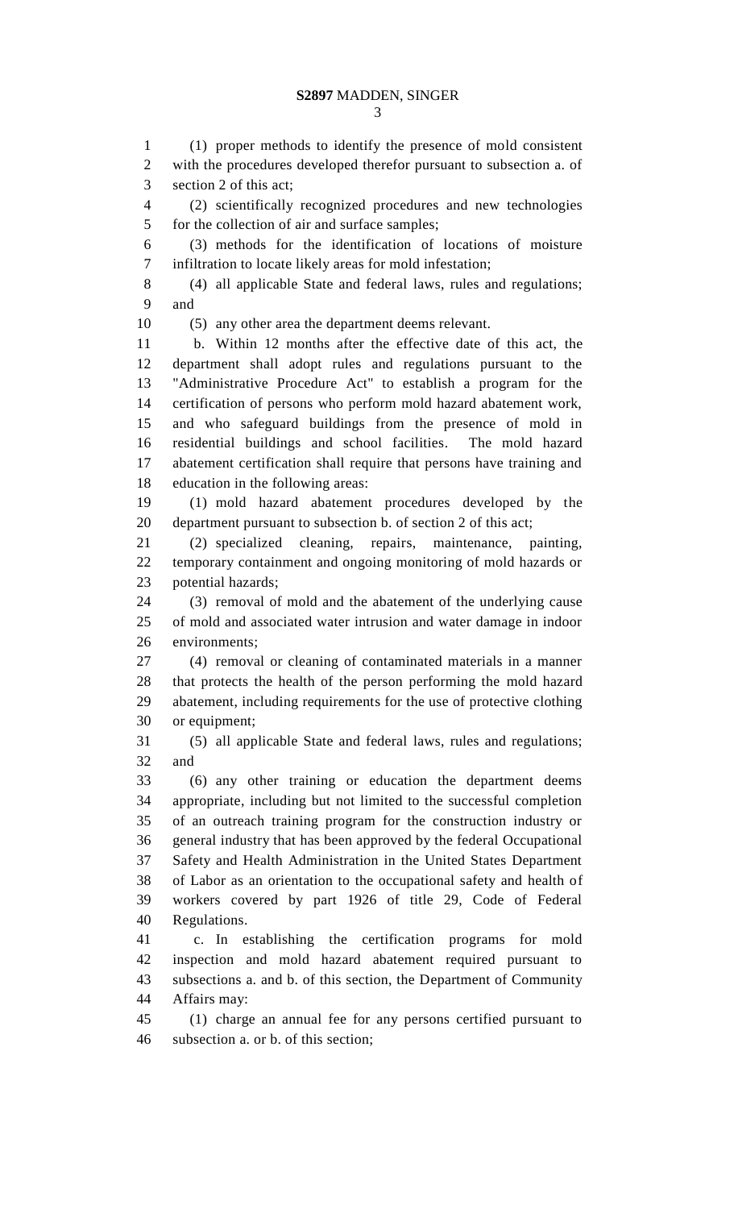(1) proper methods to identify the presence of mold consistent with the procedures developed therefor pursuant to subsection a. of section 2 of this act;

(2) scientifically recognized procedures and new technologies for the collection of air and surface samples;

(3) methods for the identification of locations of moisture infiltration to locate likely areas for mold infestation;

(4) all applicable State and federal laws, rules and regulations; and

(5) any other area the department deems relevant.

b. Within 12 months after the effective date of this act, the department shall adopt rules and regulations pursuant to the "Administrative Procedure Act" to establish a program for the certification of persons who perform mold hazard abatement work, and who safeguard buildings from the presence of mold in residential buildings and school facilities. The mold hazard abatement certification shall require that persons have training and education in the following areas:

(1) mold hazard abatement procedures developed by the department pursuant to subsection b. of section 2 of this act;

(2) specialized cleaning, repairs, maintenance, painting, temporary containment and ongoing monitoring of mold hazards or potential hazards;

(3) removal of mold and the abatement of the underlying cause of mold and associated water intrusion and water damage in indoor environments;

(4) removal or cleaning of contaminated materials in a manner that protects the health of the person performing the mold hazard abatement, including requirements for the use of protective clothing or equipment;

(5) all applicable State and federal laws, rules and regulations; and

(6) any other training or education the department deems appropriate, including but not limited to the successful completion of an outreach training program for the construction industry or general industry that has been approved by the federal Occupational Safety and Health Administration in the United States Department of Labor as an orientation to the occupational safety and health of workers covered by part 1926 of title 29, Code of Federal Regulations.

c. In establishing the certification programs for mold inspection and mold hazard abatement required pursuant to subsections a. and b. of this section, the Department of Community Affairs may:

(1) charge an annual fee for any persons certified pursuant to subsection a. or b. of this section;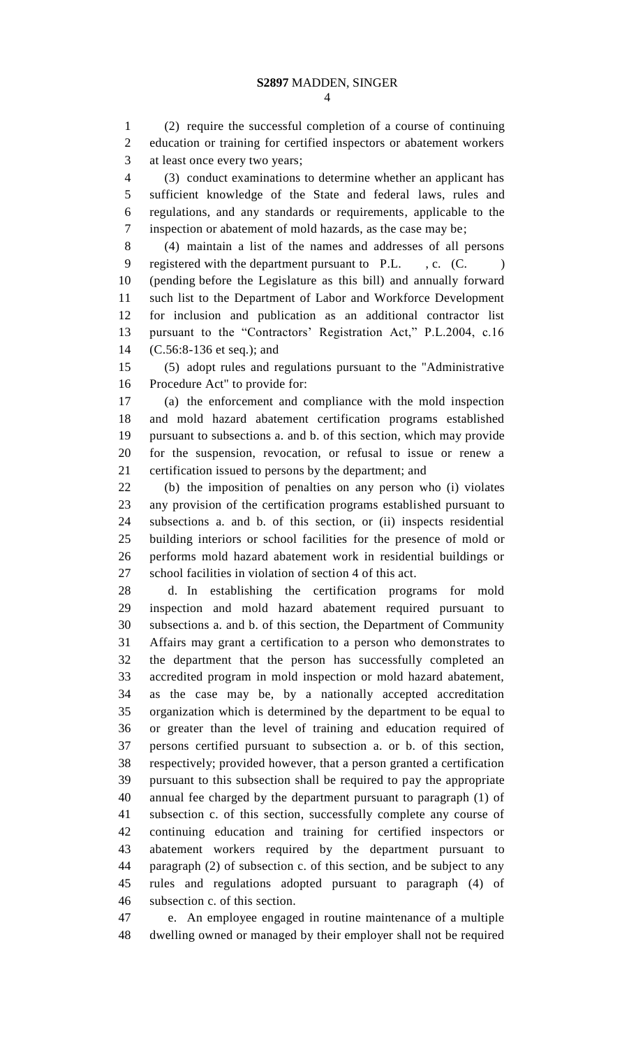(2) require the successful completion of a course of continuing education or training for certified inspectors or abatement workers at least once every two years;

(3) conduct examinations to determine whether an applicant has sufficient knowledge of the State and federal laws, rules and regulations, and any standards or requirements, applicable to the inspection or abatement of mold hazards, as the case may be;

(4) maintain a list of the names and addresses of all persons registered with the department pursuant to P.L. , c. (C. ) (pending before the Legislature as this bill) and annually forward such list to the Department of Labor and Workforce Development for inclusion and publication as an additional contractor list pursuant to the "Contractors' Registration Act," P.L.2004, c.16 (C.56:8-136 et seq.); and

(5) adopt rules and regulations pursuant to the "Administrative Procedure Act" to provide for:

(a) the enforcement and compliance with the mold inspection and mold hazard abatement certification programs established pursuant to subsections a. and b. of this section, which may provide for the suspension, revocation, or refusal to issue or renew a certification issued to persons by the department; and

(b) the imposition of penalties on any person who (i) violates any provision of the certification programs established pursuant to subsections a. and b. of this section, or (ii) inspects residential building interiors or school facilities for the presence of mold or performs mold hazard abatement work in residential buildings or school facilities in violation of section 4 of this act.

d. In establishing the certification programs for mold inspection and mold hazard abatement required pursuant to subsections a. and b. of this section, the Department of Community Affairs may grant a certification to a person who demonstrates to the department that the person has successfully completed an accredited program in mold inspection or mold hazard abatement, as the case may be, by a nationally accepted accreditation organization which is determined by the department to be equal to or greater than the level of training and education required of persons certified pursuant to subsection a. or b. of this section, respectively; provided however, that a person granted a certification pursuant to this subsection shall be required to pay the appropriate annual fee charged by the department pursuant to paragraph (1) of subsection c. of this section, successfully complete any course of continuing education and training for certified inspectors or abatement workers required by the department pursuant to paragraph (2) of subsection c. of this section, and be subject to any rules and regulations adopted pursuant to paragraph (4) of subsection c. of this section.

e. An employee engaged in routine maintenance of a multiple dwelling owned or managed by their employer shall not be required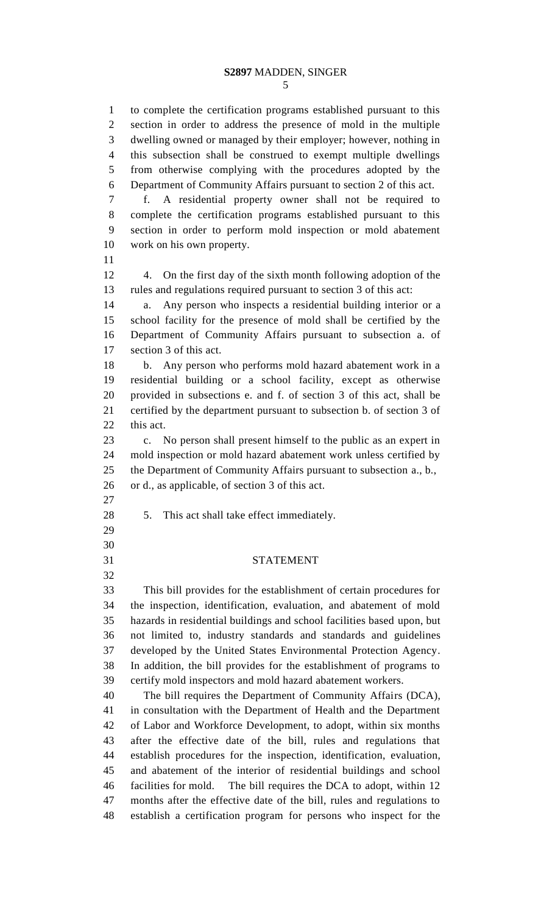to complete the certification programs established pursuant to this section in order to address the presence of mold in the multiple dwelling owned or managed by their employer; however, nothing in this subsection shall be construed to exempt multiple dwellings from otherwise complying with the procedures adopted by the Department of Community Affairs pursuant to section 2 of this act.

f. A residential property owner shall not be required to complete the certification programs established pursuant to this section in order to perform mold inspection or mold abatement work on his own property.

4. On the first day of the sixth month following adoption of the rules and regulations required pursuant to section 3 of this act:

a. Any person who inspects a residential building interior or a school facility for the presence of mold shall be certified by the Department of Community Affairs pursuant to subsection a. of section 3 of this act.

b. Any person who performs mold hazard abatement work in a residential building or a school facility, except as otherwise provided in subsections e. and f. of section 3 of this act, shall be certified by the department pursuant to subsection b. of section 3 of this act.

c. No person shall present himself to the public as an expert in mold inspection or mold hazard abatement work unless certified by the Department of Community Affairs pursuant to subsection a., b., or d., as applicable, of section 3 of this act.

5. This act shall take effect immediately.

## STATEMENT

This bill provides for the establishment of certain procedures for the inspection, identification, evaluation, and abatement of mold hazards in residential buildings and school facilities based upon, but not limited to, industry standards and standards and guidelines developed by the United States Environmental Protection Agency. In addition, the bill provides for the establishment of programs to certify mold inspectors and mold hazard abatement workers.

The bill requires the Department of Community Affairs (DCA), in consultation with the Department of Health and the Department of Labor and Workforce Development, to adopt, within six months after the effective date of the bill, rules and regulations that establish procedures for the inspection, identification, evaluation, and abatement of the interior of residential buildings and school facilities for mold. The bill requires the DCA to adopt, within 12 months after the effective date of the bill, rules and regulations to establish a certification program for persons who inspect for the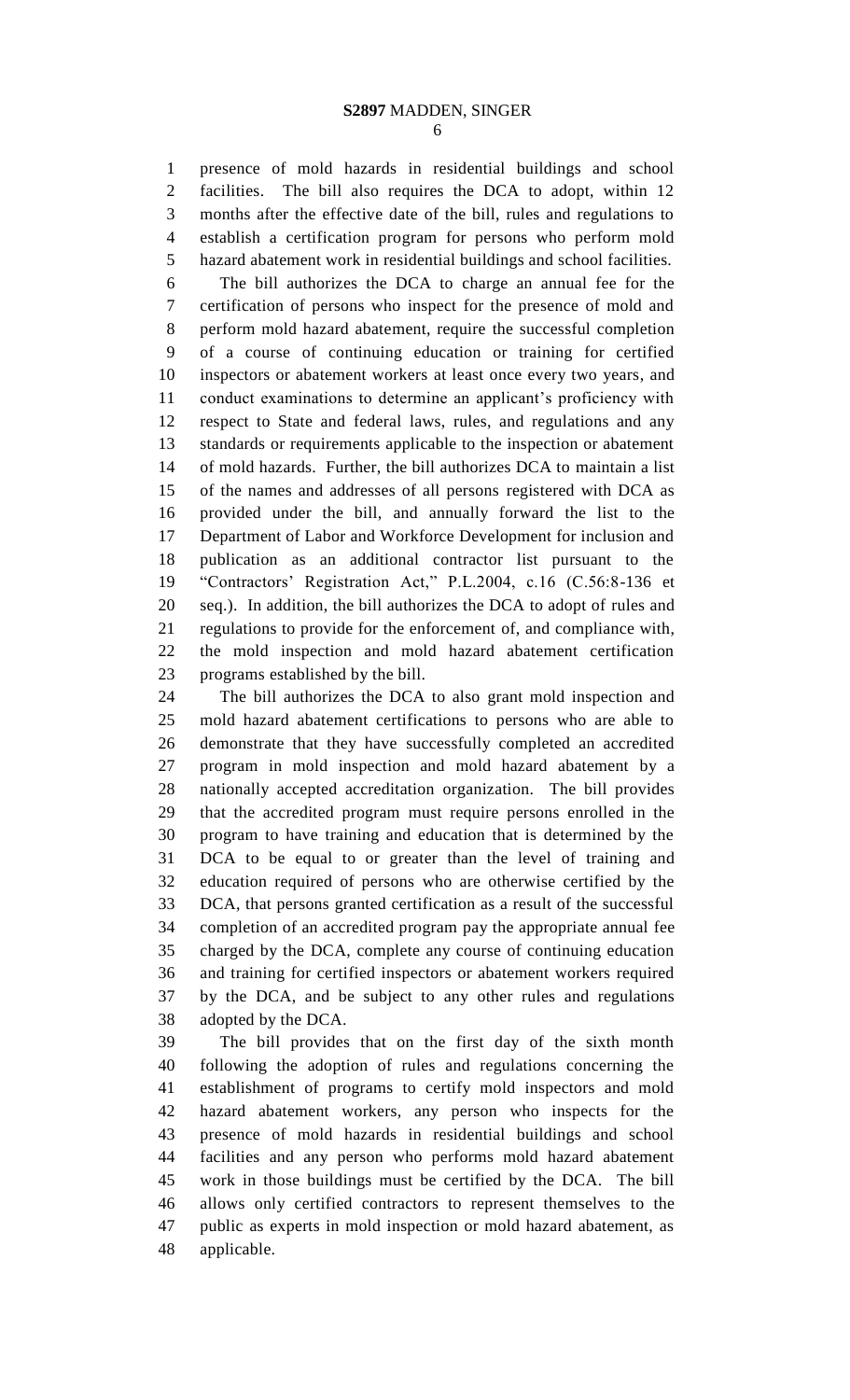presence of mold hazards in residential buildings and school facilities. The bill also requires the DCA to adopt, within 12 months after the effective date of the bill, rules and regulations to establish a certification program for persons who perform mold hazard abatement work in residential buildings and school facilities.

The bill authorizes the DCA to charge an annual fee for the certification of persons who inspect for the presence of mold and perform mold hazard abatement, require the successful completion of a course of continuing education or training for certified inspectors or abatement workers at least once every two years, and conduct examinations to determine an applicant's proficiency with respect to State and federal laws, rules, and regulations and any standards or requirements applicable to the inspection or abatement of mold hazards. Further, the bill authorizes DCA to maintain a list of the names and addresses of all persons registered with DCA as provided under the bill, and annually forward the list to the Department of Labor and Workforce Development for inclusion and publication as an additional contractor list pursuant to the "Contractors' Registration Act," P.L.2004, c.16 (C.56:8-136 et seq.). In addition, the bill authorizes the DCA to adopt of rules and regulations to provide for the enforcement of, and compliance with, the mold inspection and mold hazard abatement certification programs established by the bill.

The bill authorizes the DCA to also grant mold inspection and mold hazard abatement certifications to persons who are able to demonstrate that they have successfully completed an accredited program in mold inspection and mold hazard abatement by a nationally accepted accreditation organization. The bill provides that the accredited program must require persons enrolled in the program to have training and education that is determined by the DCA to be equal to or greater than the level of training and education required of persons who are otherwise certified by the DCA, that persons granted certification as a result of the successful completion of an accredited program pay the appropriate annual fee charged by the DCA, complete any course of continuing education and training for certified inspectors or abatement workers required by the DCA, and be subject to any other rules and regulations adopted by the DCA.

The bill provides that on the first day of the sixth month following the adoption of rules and regulations concerning the establishment of programs to certify mold inspectors and mold hazard abatement workers, any person who inspects for the presence of mold hazards in residential buildings and school facilities and any person who performs mold hazard abatement work in those buildings must be certified by the DCA. The bill allows only certified contractors to represent themselves to the public as experts in mold inspection or mold hazard abatement, as applicable.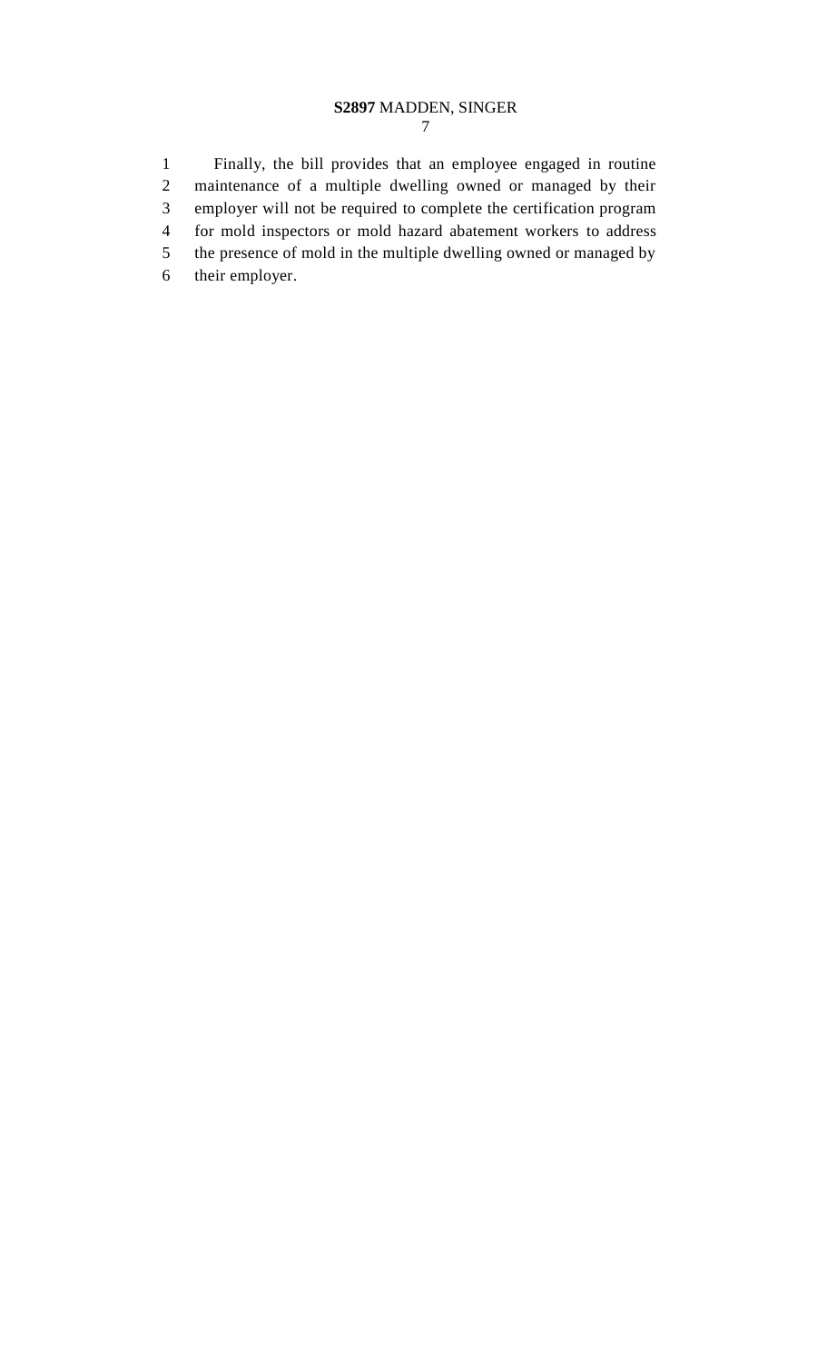Finally, the bill provides that an employee engaged in routine maintenance of a multiple dwelling owned or managed by their employer will not be required to complete the certification program for mold inspectors or mold hazard abatement workers to address the presence of mold in the multiple dwelling owned or managed by their employer.